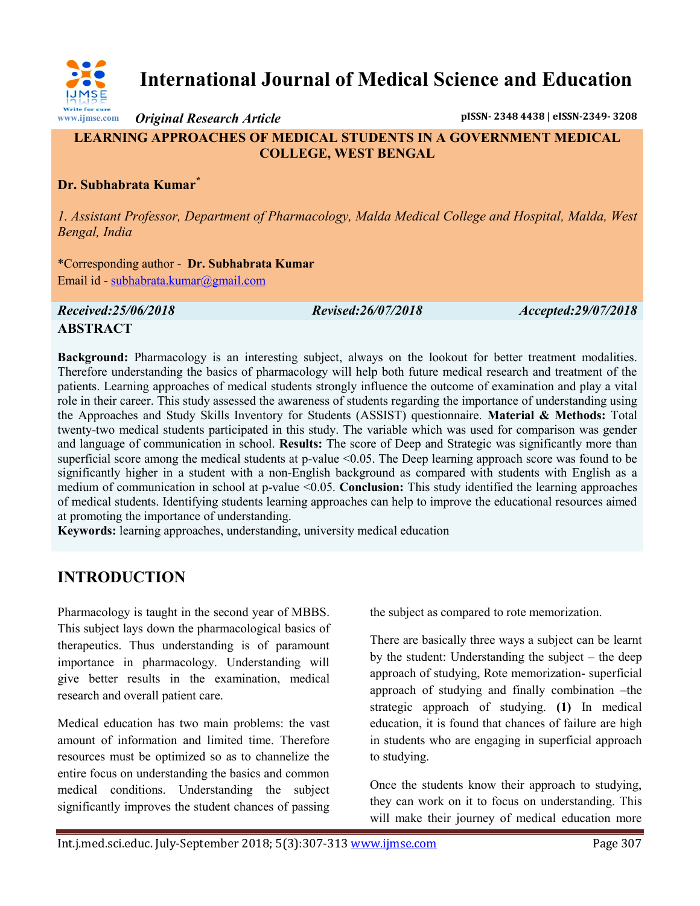# International Journal of Medical Science and Education

*Original Research Article*

pISSN- 2348 4438 | eISSN-2349- 3208

## LEARNING APPROACHES OF MEDICAL STUDENTS IN A GOVERNMENT MEDICAL COLLEGE, WEST BENGAL

**Dr. Subhabrata Kumar***

*1. Assistant Professor, Department of Pharmacology, Malda Medical College and Hospital, Malda, West Bengal, India*

*Corresponding author - **Dr. Subhabrata Kumar**

Email id - subhabrata.kumar@gmail.com

*Received:25/06/2018* *Revised:26/07/2018* *Accepted:29/07/2018*

## ABSTRACT

**Background:** Pharmacology is an interesting subject, always on the lookout for better treatment modalities. Therefore understanding the basics of pharmacology will help both future medical research and treatment of the patients. Learning approaches of medical students strongly influence the outcome of examination and play a vital role in their career. This study assessed the awareness of students regarding the importance of understanding using the Approaches and Study Skills Inventory for Students (ASSIST) questionnaire. **Material & Methods:** Total twenty-two medical students participated in this study. The variable which was used for comparison was gender and language of communication in school. **Results:** The score of Deep and Strategic was significantly more than superficial score among the medical students at p-value <0.05. The Deep learning approach score was found to be significantly higher in a student with a non-English background as compared with students with English as a medium of communication in school at p-value <0.05. **Conclusion:** This study identified the learning approaches of medical students. Identifying students learning approaches can help to improve the educational resources aimed at promoting the importance of understanding.

**Keywords:** learning approaches, understanding, university medical education

## INTRODUCTION

Pharmacology is taught in the second year of MBBS. This subject lays down the pharmacological basics of therapeutics. Thus understanding is of paramount importance in pharmacology. Understanding will give better results in the examination, medical research and overall patient care.

Medical education has two main problems: the vast amount of information and limited time. Therefore resources must be optimized so as to channelize the entire focus on understanding the basics and common medical conditions. Understanding the subject significantly improves the student chances of passing the subject as compared to rote memorization.

There are basically three ways a subject can be learnt by the student: Understanding the subject – the deep approach of studying, Rote memorization- superficial approach of studying and finally combination –the strategic approach of studying. **(1)** In medical education, it is found that chances of failure are high in students who are engaging in superficial approach to studying.

Once the students know their approach to studying, they can work on it to focus on understanding. This will make their journey of medical education more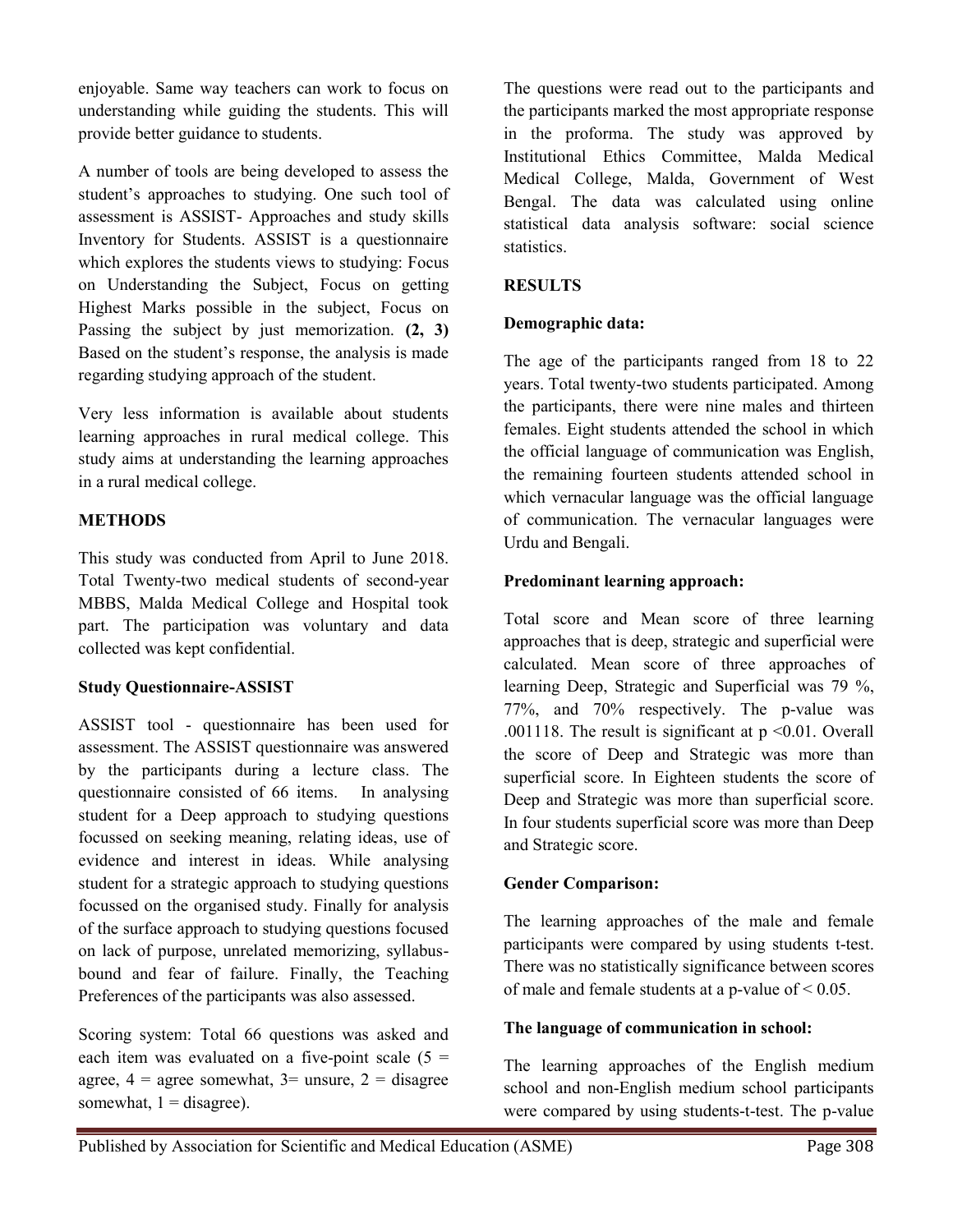enjoyable. Same way teachers can work to focus on understanding while guiding the students. This will provide better guidance to students.

A number of tools are being developed to assess the student's approaches to studying. One such tool of assessment is ASSIST- Approaches and study skills Inventory for Students. ASSIST is a questionnaire which explores the students views to studying: Focus on Understanding the Subject, Focus on getting Highest Marks possible in the subject, Focus on Passing the subject by just memorization. **(2, 3)** Based on the student's response, the analysis is made regarding studying approach of the student.

Very less information is available about students learning approaches in rural medical college. This study aims at understanding the learning approaches in a rural medical college.

## METHODS

This study was conducted from April to June 2018. Total Twenty-two medical students of second-year MBBS, Malda Medical College and Hospital took part. The participation was voluntary and data collected was kept confidential.

### Study Questionnaire-ASSIST

ASSIST tool - questionnaire has been used for assessment. The ASSIST questionnaire was answered by the participants during a lecture class. The questionnaire consisted of 66 items. In analysing student for a Deep approach to studying questions focussed on seeking meaning, relating ideas, use of evidence and interest in ideas. While analysing student for a strategic approach to studying questions focussed on the organised study. Finally for analysis of the surface approach to studying questions focused on lack of purpose, unrelated memorizing, syllabus-bound and fear of failure. Finally, the Teaching Preferences of the participants was also assessed.

Scoring system: Total 66 questions was asked and each item was evaluated on a five-point scale (5 = agree, 4 = agree somewhat, 3= unsure, 2 = disagree somewhat, 1 = disagree).

The questions were read out to the participants and the participants marked the most appropriate response in the proforma. The study was approved by Institutional Ethics Committee, Malda Medical Medical College, Malda, Government of West Bengal. The data was calculated using online statistical data analysis software: social science statistics.

## RESULTS

### Demographic data:

The age of the participants ranged from 18 to 22 years. Total twenty-two students participated. Among the participants, there were nine males and thirteen females. Eight students attended the school in which the official language of communication was English, the remaining fourteen students attended school in which vernacular language was the official language of communication. The vernacular languages were Urdu and Bengali.

### Predominant learning approach:

Total score and Mean score of three learning approaches that is deep, strategic and superficial were calculated. Mean score of three approaches of learning Deep, Strategic and Superficial was 79 %, 77%, and 70% respectively. The p-value was .001118. The result is significant at $p < 0.01$. Overall the score of Deep and Strategic was more than superficial score. In Eighteen students the score of Deep and Strategic was more than superficial score. In four students superficial score was more than Deep and Strategic score.

### Gender Comparison:

The learning approaches of the male and female participants were compared by using students t-test. There was no statistically significance between scores of male and female students at a p-value of $< 0.05$.

### The language of communication in school:

The learning approaches of the English medium school and non-English medium school participants were compared by using students-t-test. The p-value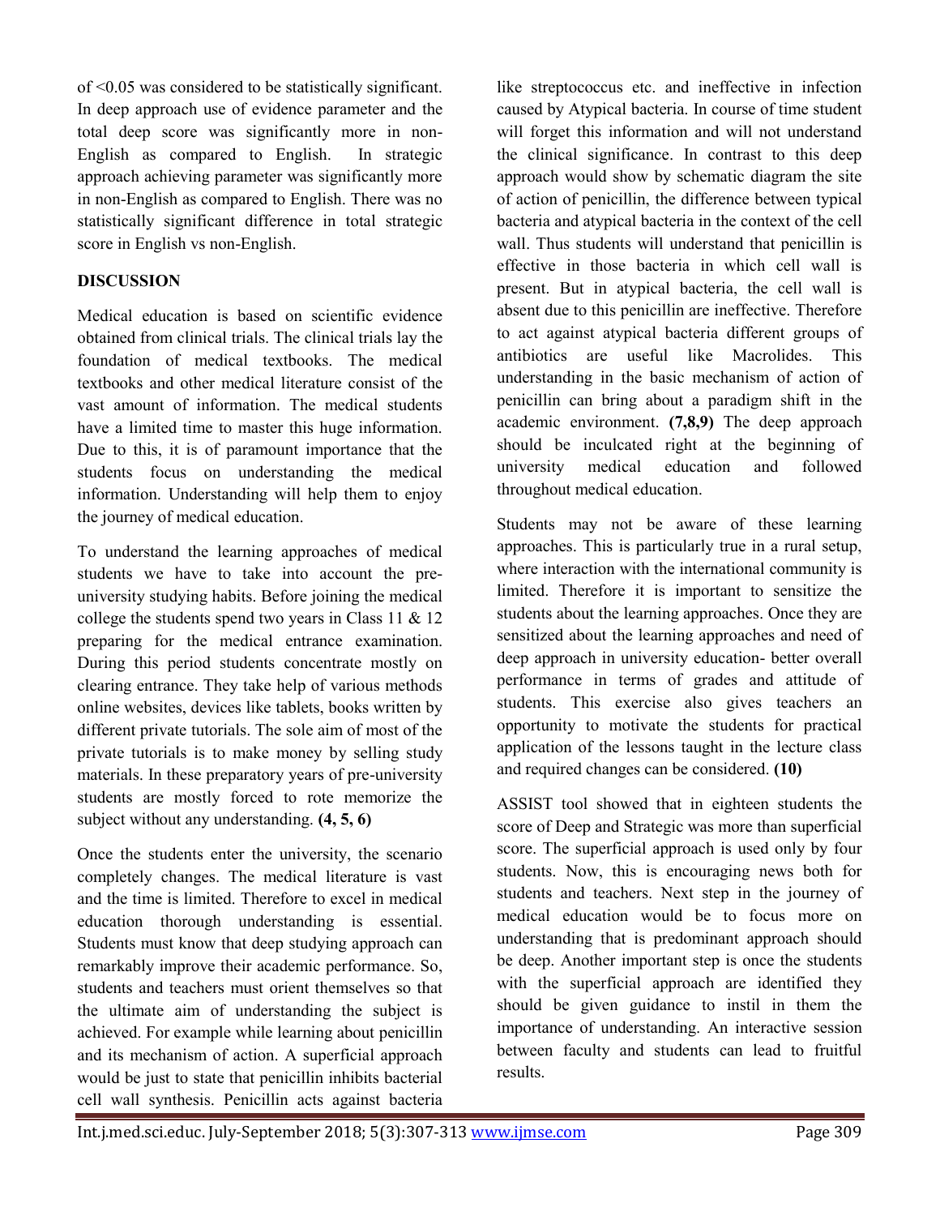of <0.05 was considered to be statistically significant. In deep approach use of evidence parameter and the total deep score was significantly more in non-English as compared to English. In strategic approach achieving parameter was significantly more in non-English as compared to English. There was no statistically significant difference in total strategic score in English vs non-English.

## DISCUSSION

Medical education is based on scientific evidence obtained from clinical trials. The clinical trials lay the foundation of medical textbooks. The medical textbooks and other medical literature consist of the vast amount of information. The medical students have a limited time to master this huge information. Due to this, it is of paramount importance that the students focus on understanding the medical information. Understanding will help them to enjoy the journey of medical education.

To understand the learning approaches of medical students we have to take into account the pre-university studying habits. Before joining the medical college the students spend two years in Class 11 & 12 preparing for the medical entrance examination. During this period students concentrate mostly on clearing entrance. They take help of various methods online websites, devices like tablets, books written by different private tutorials. The sole aim of most of the private tutorials is to make money by selling study materials. In these preparatory years of pre-university students are mostly forced to rote memorize the subject without any understanding. **(4, 5, 6)**

Once the students enter the university, the scenario completely changes. The medical literature is vast and the time is limited. Therefore to excel in medical education thorough understanding is essential. Students must know that deep studying approach can remarkably improve their academic performance. So, students and teachers must orient themselves so that the ultimate aim of understanding the subject is achieved. For example while learning about penicillin and its mechanism of action. A superficial approach would be just to state that penicillin inhibits bacterial cell wall synthesis. Penicillin acts against bacteria like streptococcus etc. and ineffective in infection caused by Atypical bacteria. In course of time student will forget this information and will not understand the clinical significance. In contrast to this deep approach would show by schematic diagram the site of action of penicillin, the difference between typical bacteria and atypical bacteria in the context of the cell wall. Thus students will understand that penicillin is effective in those bacteria in which cell wall is present. But in atypical bacteria, the cell wall is absent due to this penicillin are ineffective. Therefore to act against atypical bacteria different groups of antibiotics are useful like Macrolides. This understanding in the basic mechanism of action of penicillin can bring about a paradigm shift in the academic environment. **(7,8,9)** The deep approach should be inculcated right at the beginning of university medical education and followed throughout medical education.

Students may not be aware of these learning approaches. This is particularly true in a rural setup, where interaction with the international community is limited. Therefore it is important to sensitize the students about the learning approaches. Once they are sensitized about the learning approaches and need of deep approach in university education- better overall performance in terms of grades and attitude of students. This exercise also gives teachers an opportunity to motivate the students for practical application of the lessons taught in the lecture class and required changes can be considered. **(10)**

ASSIST tool showed that in eighteen students the score of Deep and Strategic was more than superficial score. The superficial approach is used only by four students. Now, this is encouraging news both for students and teachers. Next step in the journey of medical education would be to focus more on understanding that is predominant approach should be deep. Another important step is once the students with the superficial approach are identified they should be given guidance to instil in them the importance of understanding. An interactive session between faculty and students can lead to fruitful results.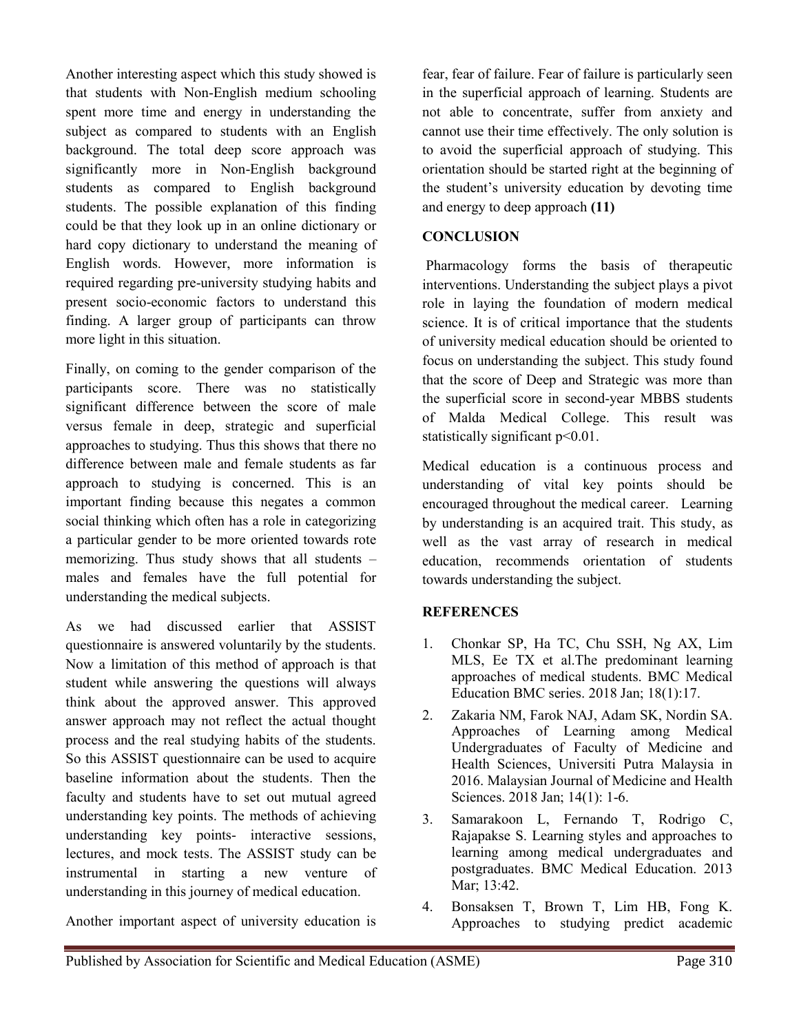Another interesting aspect which this study showed is that students with Non-English medium schooling spent more time and energy in understanding the subject as compared to students with an English background. The total deep score approach was significantly more in Non-English background students as compared to English background students. The possible explanation of this finding could be that they look up in an online dictionary or hard copy dictionary to understand the meaning of English words. However, more information is required regarding pre-university studying habits and present socio-economic factors to understand this finding. A larger group of participants can throw more light in this situation.

Finally, on coming to the gender comparison of the participants score. There was no statistically significant difference between the score of male versus female in deep, strategic and superficial approaches to studying. Thus this shows that there no difference between male and female students as far approach to studying is concerned. This is an important finding because this negates a common social thinking which often has a role in categorizing a particular gender to be more oriented towards rote memorizing. Thus study shows that all students – males and females have the full potential for understanding the medical subjects.

As we had discussed earlier that ASSIST questionnaire is answered voluntarily by the students. Now a limitation of this method of approach is that student while answering the questions will always think about the approved answer. This approved answer approach may not reflect the actual thought process and the real studying habits of the students. So this ASSIST questionnaire can be used to acquire baseline information about the students. Then the faculty and students have to set out mutual agreed understanding key points. The methods of achieving understanding key points- interactive sessions, lectures, and mock tests. The ASSIST study can be instrumental in starting a new venture of understanding in this journey of medical education.

Another important aspect of university education is fear, fear of failure. Fear of failure is particularly seen in the superficial approach of learning. Students are not able to concentrate, suffer from anxiety and cannot use their time effectively. The only solution is to avoid the superficial approach of studying. This orientation should be started right at the beginning of the student's university education by devoting time and energy to deep approach **(11)**

## CONCLUSION

Pharmacology forms the basis of therapeutic interventions. Understanding the subject plays a pivot role in laying the foundation of modern medical science. It is of critical importance that the students of university medical education should be oriented to focus on understanding the subject. This study found that the score of Deep and Strategic was more than the superficial score in second-year MBBS students of Malda Medical College. This result was statistically significant $p<0.01$.

Medical education is a continuous process and understanding of vital key points should be encouraged throughout the medical career. Learning by understanding is an acquired trait. This study, as well as the vast array of research in medical education, recommends orientation of students towards understanding the subject.

## REFERENCES

1. Chonkar SP, Ha TC, Chu SSH, Ng AX, Lim MLS, Ee TX et al.The predominant learning approaches of medical students. BMC Medical Education BMC series. 2018 Jan; 18(1):17.
2. Zakaria NM, Farok NAJ, Adam SK, Nordin SA. Approaches of Learning among Medical Undergraduates of Faculty of Medicine and Health Sciences, Universiti Putra Malaysia in 2016. Malaysian Journal of Medicine and Health Sciences. 2018 Jan; 14(1): 1-6.
3. Samarakoon L, Fernando T, Rodrigo C, Rajapakse S. Learning styles and approaches to learning among medical undergraduates and postgraduates. BMC Medical Education. 2013 Mar; 13:42.
4. Bonsaksen T, Brown T, Lim HB, Fong K. Approaches to studying predict academic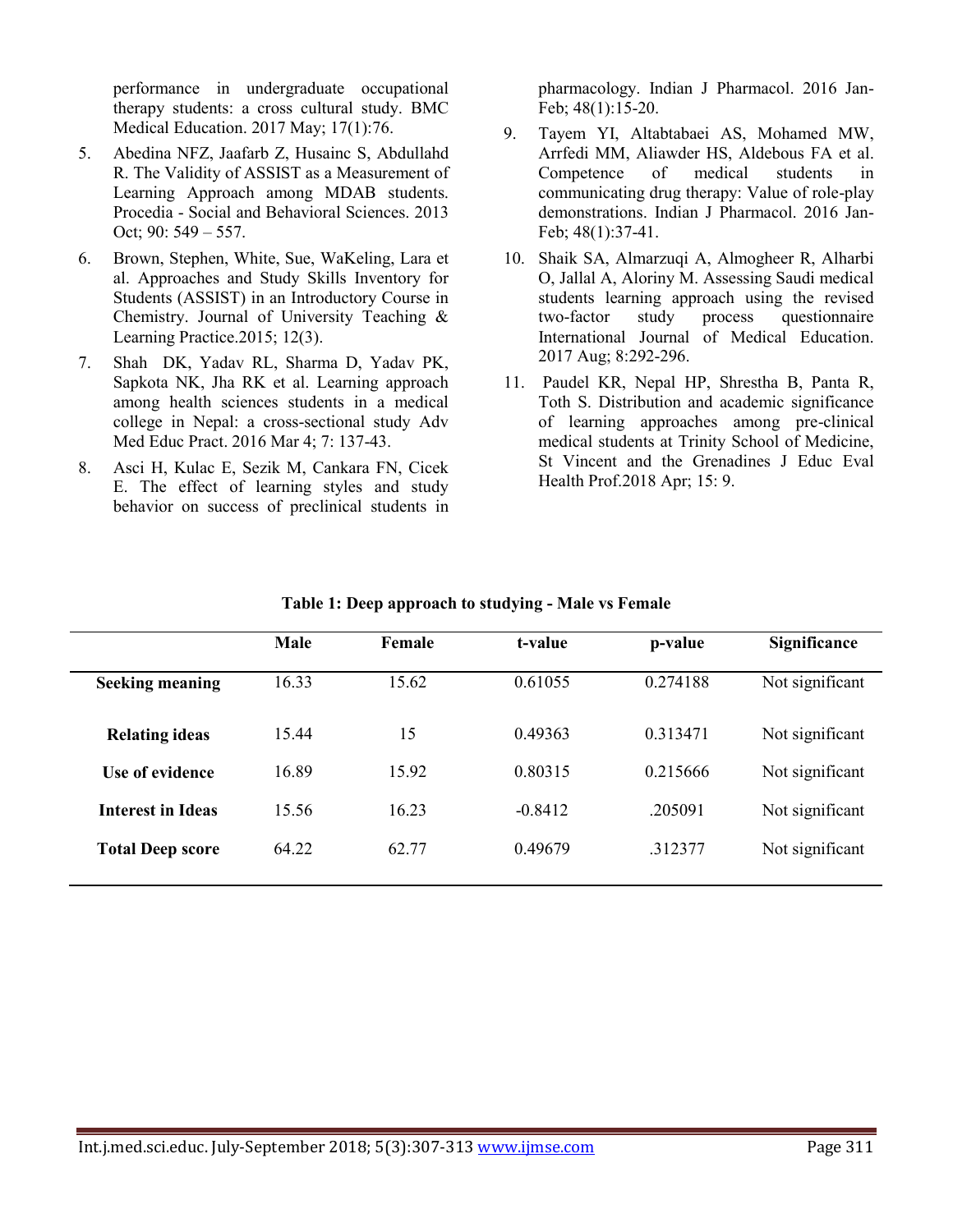performance in undergraduate occupational therapy students: a cross cultural study. BMC Medical Education. 2017 May; 17(1):76.

5. Abedina NFZ, Jaafarb Z, Husainc S, Abdullahd R. The Validity of ASSIST as a Measurement of Learning Approach among MDAB students. Procedia - Social and Behavioral Sciences. 2013 Oct; 90: 549 – 557.
6. Brown, Stephen, White, Sue, WaKeling, Lara et al. Approaches and Study Skills Inventory for Students (ASSIST) in an Introductory Course in Chemistry. Journal of University Teaching & Learning Practice.2015; 12(3).
7. Shah DK, Yadav RL, Sharma D, Yadav PK, Sapkota NK, Jha RK et al. Learning approach among health sciences students in a medical college in Nepal: a cross-sectional study Adv Med Educ Pract. 2016 Mar 4; 7: 137-43.
8. Asci H, Kulac E, Sezik M, Cankara FN, Cicek E. The effect of learning styles and study behavior on success of preclinical students in pharmacology. Indian J Pharmacol. 2016 Jan-Feb; 48(1):15-20.
9. Tayem YI, Altabtabaei AS, Mohamed MW, Arrfedi MM, Aliawder HS, Aldebous FA et al. Competence of medical students in communicating drug therapy: Value of role-play demonstrations. Indian J Pharmacol. 2016 Jan-Feb; 48(1):37-41.
10. Shaik SA, Almarzuqi A, Almogheer R, Alharbi O, Jallal A, Aloriny M. Assessing Saudi medical students learning approach using the revised two-factor study process questionnaire International Journal of Medical Education. 2017 Aug; 8:292-296.
11. Paudel KR, Nepal HP, Shrestha B, Panta R, Toth S. Distribution and academic significance of learning approaches among pre-clinical medical students at Trinity School of Medicine, St Vincent and the Grenadines J Educ Eval Health Prof.2018 Apr; 15: 9.

**Table 1: Deep approach to studying - Male vs Female**

| | Male | Female | t-value | p-value | Significance |
|---|---|---|---|---|---|
| **Seeking meaning** | 16.33 | 15.62 | 0.61055 | 0.274188 | Not significant |
| **Relating ideas** | 15.44 | 15 | 0.49363 | 0.313471 | Not significant |
| **Use of evidence** | 16.89 | 15.92 | 0.80315 | 0.215666 | Not significant |
| **Interest in Ideas** | 15.56 | 16.23 | -0.8412 | .205091 | Not significant |
| **Total Deep score** | 64.22 | 62.77 | 0.49679 | .312377 | Not significant |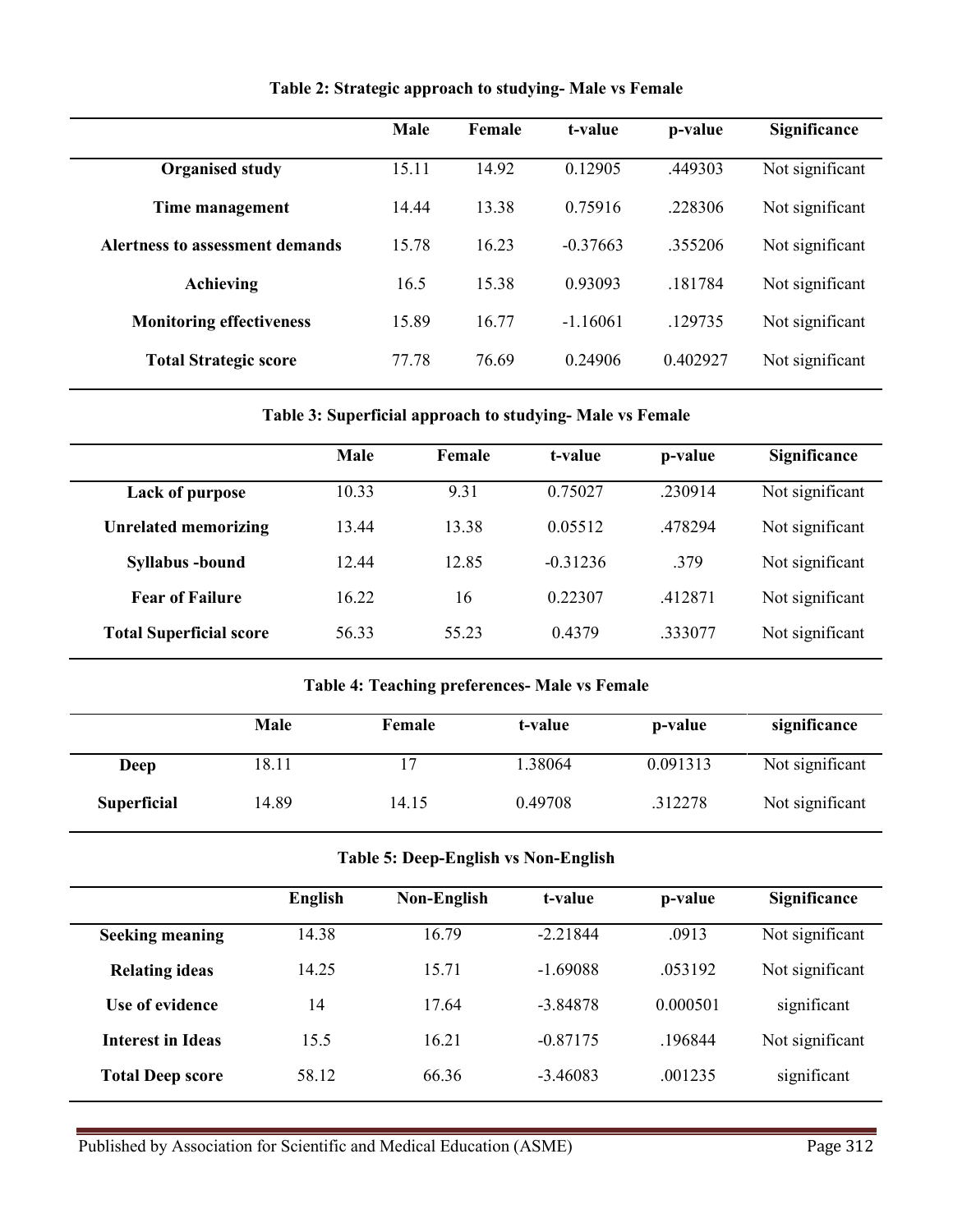**Table 2: Strategic approach to studying- Male vs Female**

| | Male | Female | t-value | p-value | Significance |
|---|---|---|---|---|---|
| **Organised study** | 15.11 | 14.92 | 0.12905 | .449303 | Not significant |
| **Time management** | 14.44 | 13.38 | 0.75916 | .228306 | Not significant |
| **Alertness to assessment demands** | 15.78 | 16.23 | -0.37663 | .355206 | Not significant |
| **Achieving** | 16.5 | 15.38 | 0.93093 | .181784 | Not significant |
| **Monitoring effectiveness** | 15.89 | 16.77 | -1.16061 | .129735 | Not significant |
| **Total Strategic score** | 77.78 | 76.69 | 0.24906 | 0.402927 | Not significant |

**Table 3: Superficial approach to studying- Male vs Female**

| | Male | Female | t-value | p-value | Significance |
|---|---|---|---|---|---|
| **Lack of purpose** | 10.33 | 9.31 | 0.75027 | .230914 | Not significant |
| **Unrelated memorizing** | 13.44 | 13.38 | 0.05512 | .478294 | Not significant |
| **Syllabus -bound** | 12.44 | 12.85 | -0.31236 | .379 | Not significant |
| **Fear of Failure** | 16.22 | 16 | 0.22307 | .412871 | Not significant |
| **Total Superficial score** | 56.33 | 55.23 | 0.4379 | .333077 | Not significant |

**Table 4: Teaching preferences- Male vs Female**

| | Male | Female | t-value | p-value | significance |
|---|---|---|---|---|---|
| **Deep** | 18.11 | 17 | 1.38064 | 0.091313 | Not significant |
| **Superficial** | 14.89 | 14.15 | 0.49708 | .312278 | Not significant |

**Table 5: Deep-English vs Non-English**

| | English | Non-English | t-value | p-value | Significance |
|---|---|---|---|---|---|
| **Seeking meaning** | 14.38 | 16.79 | -2.21844 | .0913 | Not significant |
| **Relating ideas** | 14.25 | 15.71 | -1.69088 | .053192 | Not significant |
| **Use of evidence** | 14 | 17.64 | -3.84878 | 0.000501 | significant |
| **Interest in Ideas** | 15.5 | 16.21 | -0.87175 | .196844 | Not significant |
| **Total Deep score** | 58.12 | 66.36 | -3.46083 | .001235 | significant |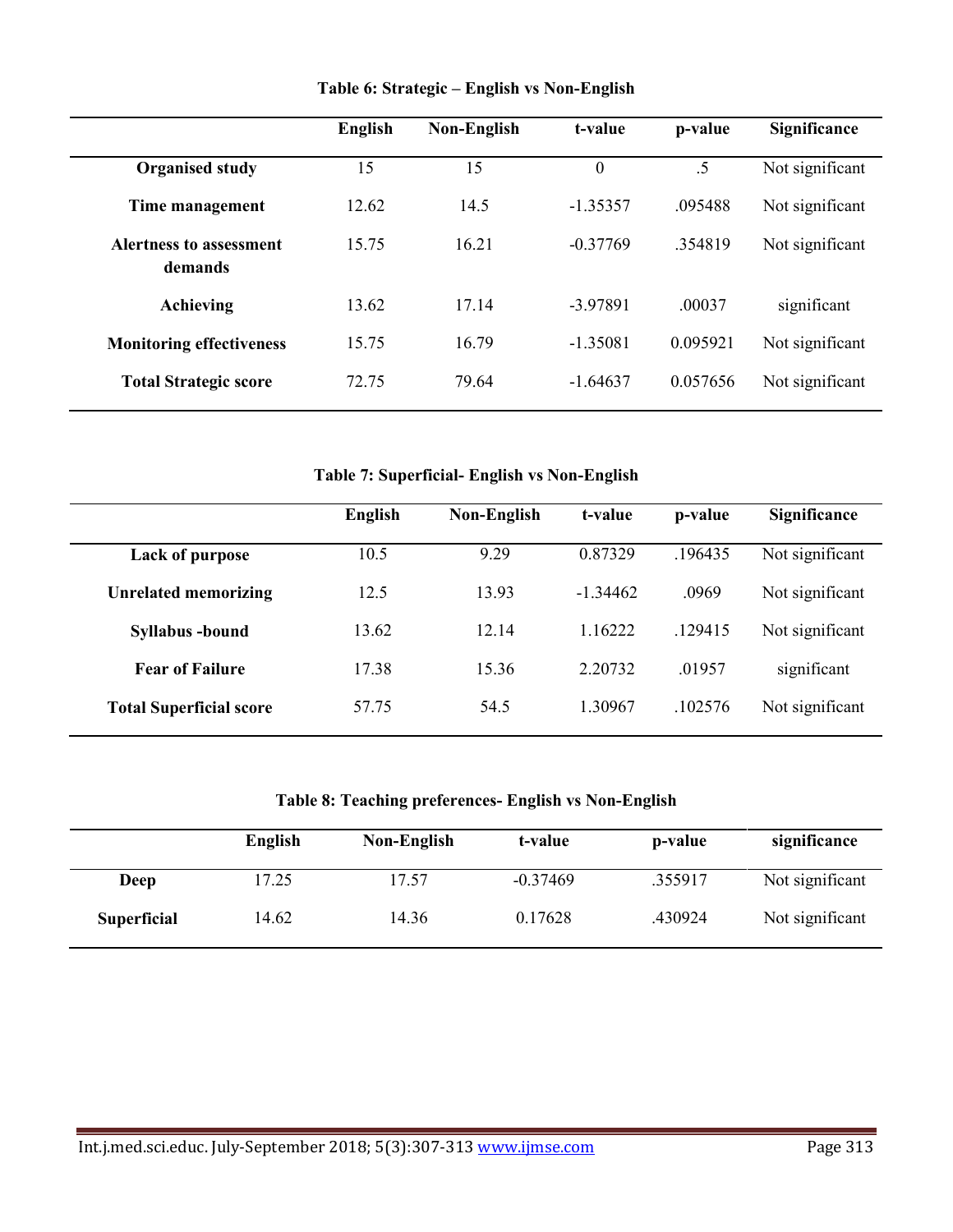**Table 6: Strategic – English vs Non-English**

| | English | Non-English | t-value | p-value | Significance |
|---|---|---|---|---|---|
| **Organised study** | 15 | 15 | 0 | .5 | Not significant |
| **Time management** | 12.62 | 14.5 | -1.35357 | .095488 | Not significant |
| **Alertness to assessment demands** | 15.75 | 16.21 | -0.37769 | .354819 | Not significant |
| **Achieving** | 13.62 | 17.14 | -3.97891 | .00037 | significant |
| **Monitoring effectiveness** | 15.75 | 16.79 | -1.35081 | 0.095921 | Not significant |
| **Total Strategic score** | 72.75 | 79.64 | -1.64637 | 0.057656 | Not significant |

**Table 7: Superficial- English vs Non-English**

| | English | Non-English | t-value | p-value | Significance |
|---|---|---|---|---|---|
| **Lack of purpose** | 10.5 | 9.29 | 0.87329 | .196435 | Not significant |
| **Unrelated memorizing** | 12.5 | 13.93 | -1.34462 | .0969 | Not significant |
| **Syllabus -bound** | 13.62 | 12.14 | 1.16222 | .129415 | Not significant |
| **Fear of Failure** | 17.38 | 15.36 | 2.20732 | .01957 | significant |
| **Total Superficial score** | 57.75 | 54.5 | 1.30967 | .102576 | Not significant |

**Table 8: Teaching preferences- English vs Non-English**

| | English | Non-English | t-value | p-value | significance |
|---|---|---|---|---|---|
| **Deep** | 17.25 | 17.57 | -0.37469 | .355917 | Not significant |
| **Superficial** | 14.62 | 14.36 | 0.17628 | .430924 | Not significant |